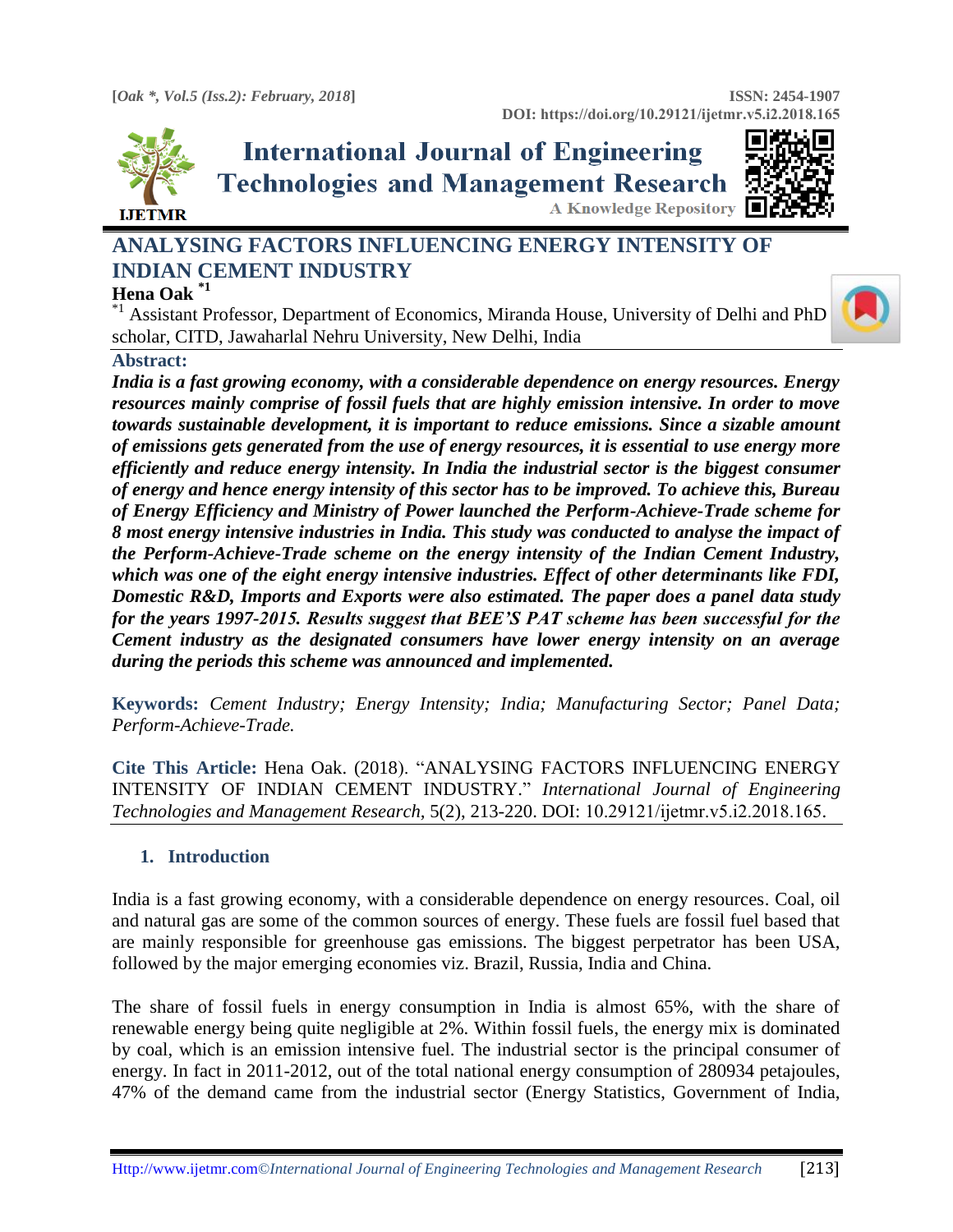# ANALYSING FACTORS INFLUENCING ENERGY INTENSITY OF INDIAN CEMENT INDUSTRY

**Hena Oak** [*1]

[*1] Assistant Professor, Department of Economics, Miranda House, University of Delhi and PhD scholar, CITD, Jawaharlal Nehru University, New Delhi, India

## Abstract:

***India is a fast growing economy, with a considerable dependence on energy resources. Energy resources mainly comprise of fossil fuels that are highly emission intensive. In order to move towards sustainable development, it is important to reduce emissions. Since a sizable amount of emissions gets generated from the use of energy resources, it is essential to use energy more efficiently and reduce energy intensity. In India the industrial sector is the biggest consumer of energy and hence energy intensity of this sector has to be improved. To achieve this, Bureau of Energy Efficiency and Ministry of Power launched the Perform-Achieve-Trade scheme for 8 most energy intensive industries in India. This study was conducted to analyse the impact of the Perform-Achieve-Trade scheme on the energy intensity of the Indian Cement Industry, which was one of the eight energy intensive industries. Effect of other determinants like FDI, Domestic R&D, Imports and Exports were also estimated. The paper does a panel data study for the years 1997-2015. Results suggest that BEE'S PAT scheme has been successful for the Cement industry as the designated consumers have lower energy intensity on an average during the periods this scheme was announced and implemented.***

**Keywords:** *Cement Industry; Energy Intensity; India; Manufacturing Sector; Panel Data; Perform-Achieve-Trade.*

**Cite This Article:** Hena Oak. (2018). "ANALYSING FACTORS INFLUENCING ENERGY INTENSITY OF INDIAN CEMENT INDUSTRY." *International Journal of Engineering Technologies and Management Research*, 5(2), 213-220. DOI: 10.29121/ijetmr.v5.i2.2018.165.

## 1. Introduction

India is a fast growing economy, with a considerable dependence on energy resources. Coal, oil and natural gas are some of the common sources of energy. These fuels are fossil fuel based that are mainly responsible for greenhouse gas emissions. The biggest perpetrator has been USA, followed by the major emerging economies viz. Brazil, Russia, India and China.

The share of fossil fuels in energy consumption in India is almost 65%, with the share of renewable energy being quite negligible at 2%. Within fossil fuels, the energy mix is dominated by coal, which is an emission intensive fuel. The industrial sector is the principal consumer of energy. In fact in 2011-2012, out of the total national energy consumption of 280934 petajoules, 47% of the demand came from the industrial sector (Energy Statistics, Government of India,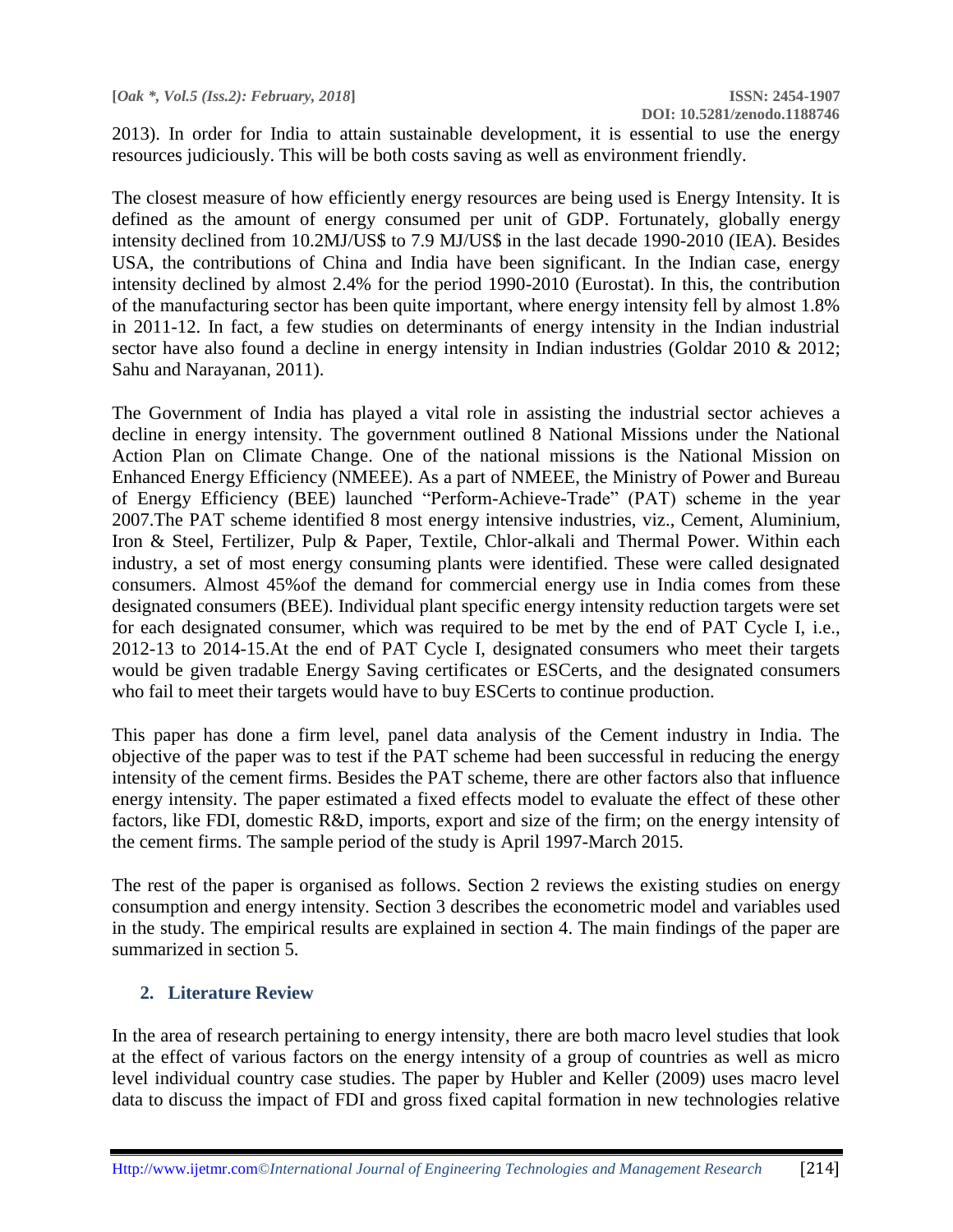2013). In order for India to attain sustainable development, it is essential to use the energy resources judiciously. This will be both costs saving as well as environment friendly.

The closest measure of how efficiently energy resources are being used is Energy Intensity. It is defined as the amount of energy consumed per unit of GDP. Fortunately, globally energy intensity declined from 10.2MJ/US$ to 7.9 MJ/US$ in the last decade 1990-2010 (IEA). Besides USA, the contributions of China and India have been significant. In the Indian case, energy intensity declined by almost 2.4% for the period 1990-2010 (Eurostat). In this, the contribution of the manufacturing sector has been quite important, where energy intensity fell by almost 1.8% in 2011-12. In fact, a few studies on determinants of energy intensity in the Indian industrial sector have also found a decline in energy intensity in Indian industries (Goldar 2010 & 2012; Sahu and Narayanan, 2011).

The Government of India has played a vital role in assisting the industrial sector achieves a decline in energy intensity. The government outlined 8 National Missions under the National Action Plan on Climate Change. One of the national missions is the National Mission on Enhanced Energy Efficiency (NMEEE). As a part of NMEEE, the Ministry of Power and Bureau of Energy Efficiency (BEE) launched "Perform-Achieve-Trade" (PAT) scheme in the year 2007.The PAT scheme identified 8 most energy intensive industries, viz., Cement, Aluminium, Iron & Steel, Fertilizer, Pulp & Paper, Textile, Chlor-alkali and Thermal Power. Within each industry, a set of most energy consuming plants were identified. These were called designated consumers. Almost 45%of the demand for commercial energy use in India comes from these designated consumers (BEE). Individual plant specific energy intensity reduction targets were set for each designated consumer, which was required to be met by the end of PAT Cycle I, i.e., 2012-13 to 2014-15.At the end of PAT Cycle I, designated consumers who meet their targets would be given tradable Energy Saving certificates or ESCerts, and the designated consumers who fail to meet their targets would have to buy ESCerts to continue production.

This paper has done a firm level, panel data analysis of the Cement industry in India. The objective of the paper was to test if the PAT scheme had been successful in reducing the energy intensity of the cement firms. Besides the PAT scheme, there are other factors also that influence energy intensity. The paper estimated a fixed effects model to evaluate the effect of these other factors, like FDI, domestic R&D, imports, export and size of the firm; on the energy intensity of the cement firms. The sample period of the study is April 1997-March 2015.

The rest of the paper is organised as follows. Section 2 reviews the existing studies on energy consumption and energy intensity. Section 3 describes the econometric model and variables used in the study. The empirical results are explained in section 4. The main findings of the paper are summarized in section 5.

## 2. Literature Review

In the area of research pertaining to energy intensity, there are both macro level studies that look at the effect of various factors on the energy intensity of a group of countries as well as micro level individual country case studies. The paper by Hubler and Keller (2009) uses macro level data to discuss the impact of FDI and gross fixed capital formation in new technologies relative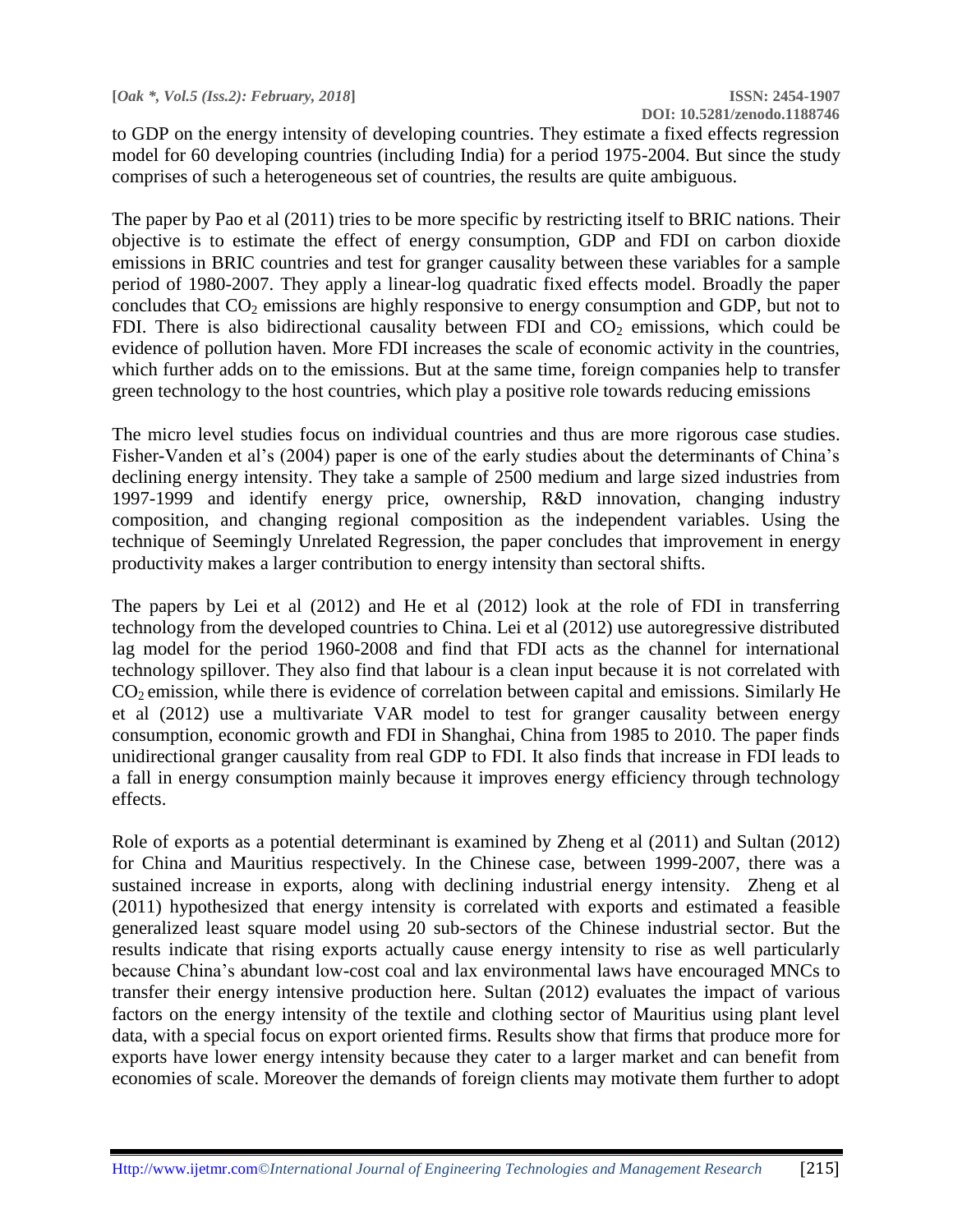to GDP on the energy intensity of developing countries. They estimate a fixed effects regression model for 60 developing countries (including India) for a period 1975-2004. But since the study comprises of such a heterogeneous set of countries, the results are quite ambiguous.

The paper by Pao et al (2011) tries to be more specific by restricting itself to BRIC nations. Their objective is to estimate the effect of energy consumption, GDP and FDI on carbon dioxide emissions in BRIC countries and test for granger causality between these variables for a sample period of 1980-2007. They apply a linear-log quadratic fixed effects model. Broadly the paper concludes that $CO_2$ emissions are highly responsive to energy consumption and GDP, but not to FDI. There is also bidirectional causality between FDI and $CO_2$ emissions, which could be evidence of pollution haven. More FDI increases the scale of economic activity in the countries, which further adds on to the emissions. But at the same time, foreign companies help to transfer green technology to the host countries, which play a positive role towards reducing emissions

The micro level studies focus on individual countries and thus are more rigorous case studies. Fisher-Vanden et al's (2004) paper is one of the early studies about the determinants of China's declining energy intensity. They take a sample of 2500 medium and large sized industries from 1997-1999 and identify energy price, ownership, R&D innovation, changing industry composition, and changing regional composition as the independent variables. Using the technique of Seemingly Unrelated Regression, the paper concludes that improvement in energy productivity makes a larger contribution to energy intensity than sectoral shifts.

The papers by Lei et al (2012) and He et al (2012) look at the role of FDI in transferring technology from the developed countries to China. Lei et al (2012) use autoregressive distributed lag model for the period 1960-2008 and find that FDI acts as the channel for international technology spillover. They also find that labour is a clean input because it is not correlated with $CO_2$ emission, while there is evidence of correlation between capital and emissions. Similarly He et al (2012) use a multivariate VAR model to test for granger causality between energy consumption, economic growth and FDI in Shanghai, China from 1985 to 2010. The paper finds unidirectional granger causality from real GDP to FDI. It also finds that increase in FDI leads to a fall in energy consumption mainly because it improves energy efficiency through technology effects.

Role of exports as a potential determinant is examined by Zheng et al (2011) and Sultan (2012) for China and Mauritius respectively. In the Chinese case, between 1999-2007, there was a sustained increase in exports, along with declining industrial energy intensity. Zheng et al (2011) hypothesized that energy intensity is correlated with exports and estimated a feasible generalized least square model using 20 sub-sectors of the Chinese industrial sector. But the results indicate that rising exports actually cause energy intensity to rise as well particularly because China's abundant low-cost coal and lax environmental laws have encouraged MNCs to transfer their energy intensive production here. Sultan (2012) evaluates the impact of various factors on the energy intensity of the textile and clothing sector of Mauritius using plant level data, with a special focus on export oriented firms. Results show that firms that produce more for exports have lower energy intensity because they cater to a larger market and can benefit from economies of scale. Moreover the demands of foreign clients may motivate them further to adopt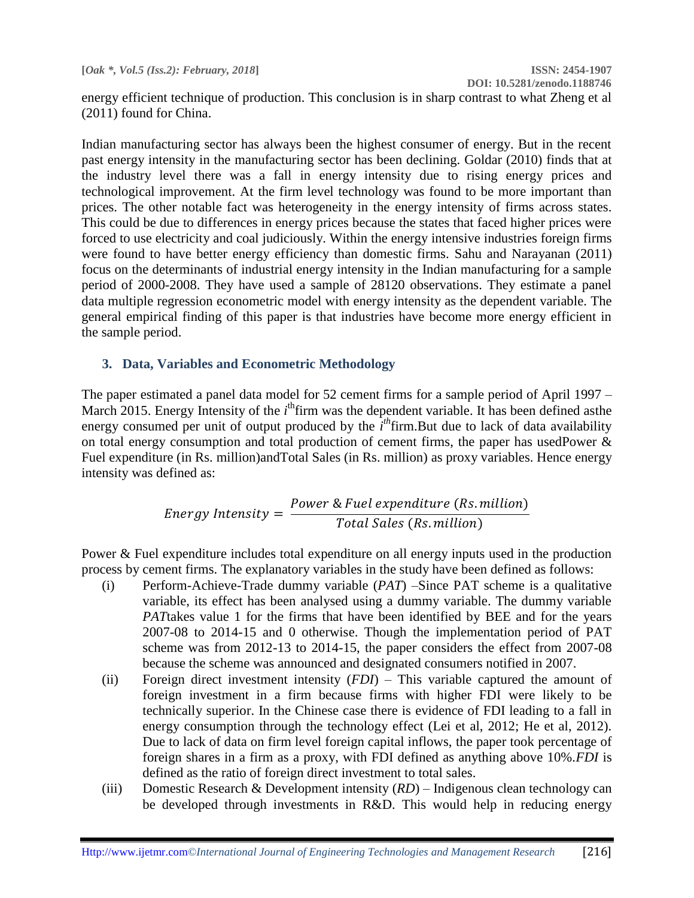energy efficient technique of production. This conclusion is in sharp contrast to what Zheng et al (2011) found for China.

Indian manufacturing sector has always been the highest consumer of energy. But in the recent past energy intensity in the manufacturing sector has been declining. Goldar (2010) finds that at the industry level there was a fall in energy intensity due to rising energy prices and technological improvement. At the firm level technology was found to be more important than prices. The other notable fact was heterogeneity in the energy intensity of firms across states. This could be due to differences in energy prices because the states that faced higher prices were forced to use electricity and coal judiciously. Within the energy intensive industries foreign firms were found to have better energy efficiency than domestic firms. Sahu and Narayanan (2011) focus on the determinants of industrial energy intensity in the Indian manufacturing for a sample period of 2000-2008. They have used a sample of 28120 observations. They estimate a panel data multiple regression econometric model with energy intensity as the dependent variable. The general empirical finding of this paper is that industries have become more energy efficient in the sample period.

## 3. Data, Variables and Econometric Methodology

The paper estimated a panel data model for 52 cement firms for a sample period of April 1997 – March 2015. Energy Intensity of the $i^{th}$ firm was the dependent variable. It has been defined asthe energy consumed per unit of output produced by the $i^{th}$ firm.But due to lack of data availability on total energy consumption and total production of cement firms, the paper has usedPower & Fuel expenditure (in Rs. million)andTotal Sales (in Rs. million) as proxy variables. Hence energy intensity was defined as:

$$Energy\ Intensity = \frac{Power\ \&\ Fuel\ expenditure\ (Rs.million)}{Total\ Sales\ (Rs.million)}$$

Power & Fuel expenditure includes total expenditure on all energy inputs used in the production process by cement firms. The explanatory variables in the study have been defined as follows:

(i) Perform-Achieve-Trade dummy variable (*PAT*) –Since PAT scheme is a qualitative variable, its effect has been analysed using a dummy variable. The dummy variable *PAT*takes value 1 for the firms that have been identified by BEE and for the years 2007-08 to 2014-15 and 0 otherwise. Though the implementation period of PAT scheme was from 2012-13 to 2014-15, the paper considers the effect from 2007-08 because the scheme was announced and designated consumers notified in 2007.

(ii) Foreign direct investment intensity (*FDI*) – This variable captured the amount of foreign investment in a firm because firms with higher FDI were likely to be technically superior. In the Chinese case there is evidence of FDI leading to a fall in energy consumption through the technology effect (Lei et al, 2012; He et al, 2012). Due to lack of data on firm level foreign capital inflows, the paper took percentage of foreign shares in a firm as a proxy, with FDI defined as anything above 10%.*FDI* is defined as the ratio of foreign direct investment to total sales.

(iii) Domestic Research & Development intensity (*RD*) – Indigenous clean technology can be developed through investments in R&D. This would help in reducing energy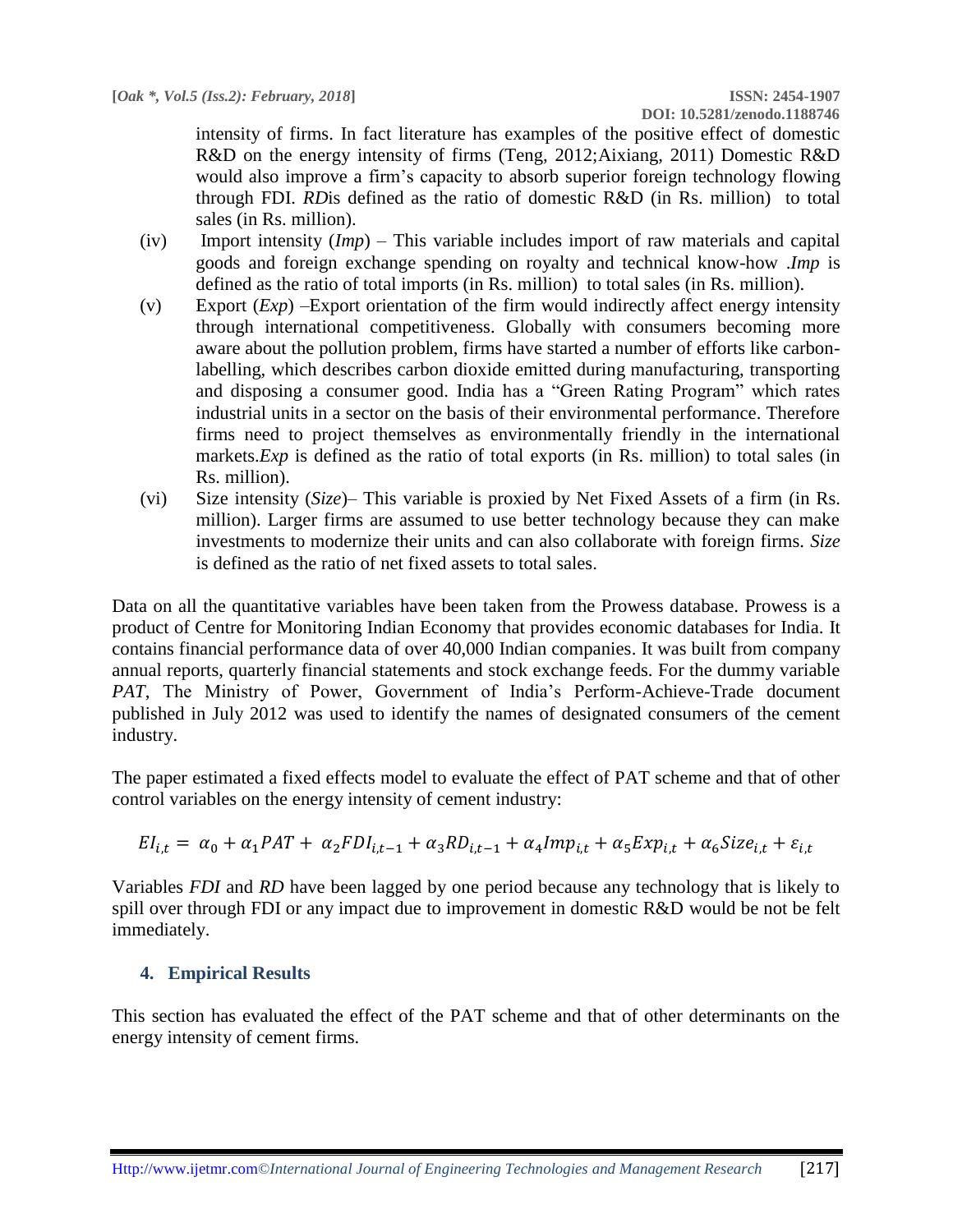intensity of firms. In fact literature has examples of the positive effect of domestic R&D on the energy intensity of firms (Teng, 2012;Aixiang, 2011) Domestic R&D would also improve a firm's capacity to absorb superior foreign technology flowing through FDI. *RD*is defined as the ratio of domestic R&D (in Rs. million) to total sales (in Rs. million).

(iv) Import intensity (*Imp*) – This variable includes import of raw materials and capital goods and foreign exchange spending on royalty and technical know-how .*Imp* is defined as the ratio of total imports (in Rs. million) to total sales (in Rs. million).

(v) Export (*Exp*) –Export orientation of the firm would indirectly affect energy intensity through international competitiveness. Globally with consumers becoming more aware about the pollution problem, firms have started a number of efforts like carbon-labelling, which describes carbon dioxide emitted during manufacturing, transporting and disposing a consumer good. India has a "Green Rating Program" which rates industrial units in a sector on the basis of their environmental performance. Therefore firms need to project themselves as environmentally friendly in the international markets.*Exp* is defined as the ratio of total exports (in Rs. million) to total sales (in Rs. million).

(vi) Size intensity (*Size*)– This variable is proxied by Net Fixed Assets of a firm (in Rs. million). Larger firms are assumed to use better technology because they can make investments to modernize their units and can also collaborate with foreign firms. *Size* is defined as the ratio of net fixed assets to total sales.

Data on all the quantitative variables have been taken from the Prowess database. Prowess is a product of Centre for Monitoring Indian Economy that provides economic databases for India. It contains financial performance data of over 40,000 Indian companies. It was built from company annual reports, quarterly financial statements and stock exchange feeds. For the dummy variable *PAT*, The Ministry of Power, Government of India's Perform-Achieve-Trade document published in July 2012 was used to identify the names of designated consumers of the cement industry.

The paper estimated a fixed effects model to evaluate the effect of PAT scheme and that of other control variables on the energy intensity of cement industry:

$$EI_{i,t} = \alpha_0 + \alpha_1 PAT + \alpha_2 FDI_{i,t-1} + \alpha_3 RD_{i,t-1} + \alpha_4 Imp_{i,t} + \alpha_5 Exp_{i,t} + \alpha_6 Size_{i,t} + \varepsilon_{i,t}$$

Variables *FDI* and *RD* have been lagged by one period because any technology that is likely to spill over through FDI or any impact due to improvement in domestic R&D would be not be felt immediately.

## 4. Empirical Results

This section has evaluated the effect of the PAT scheme and that of other determinants on the energy intensity of cement firms.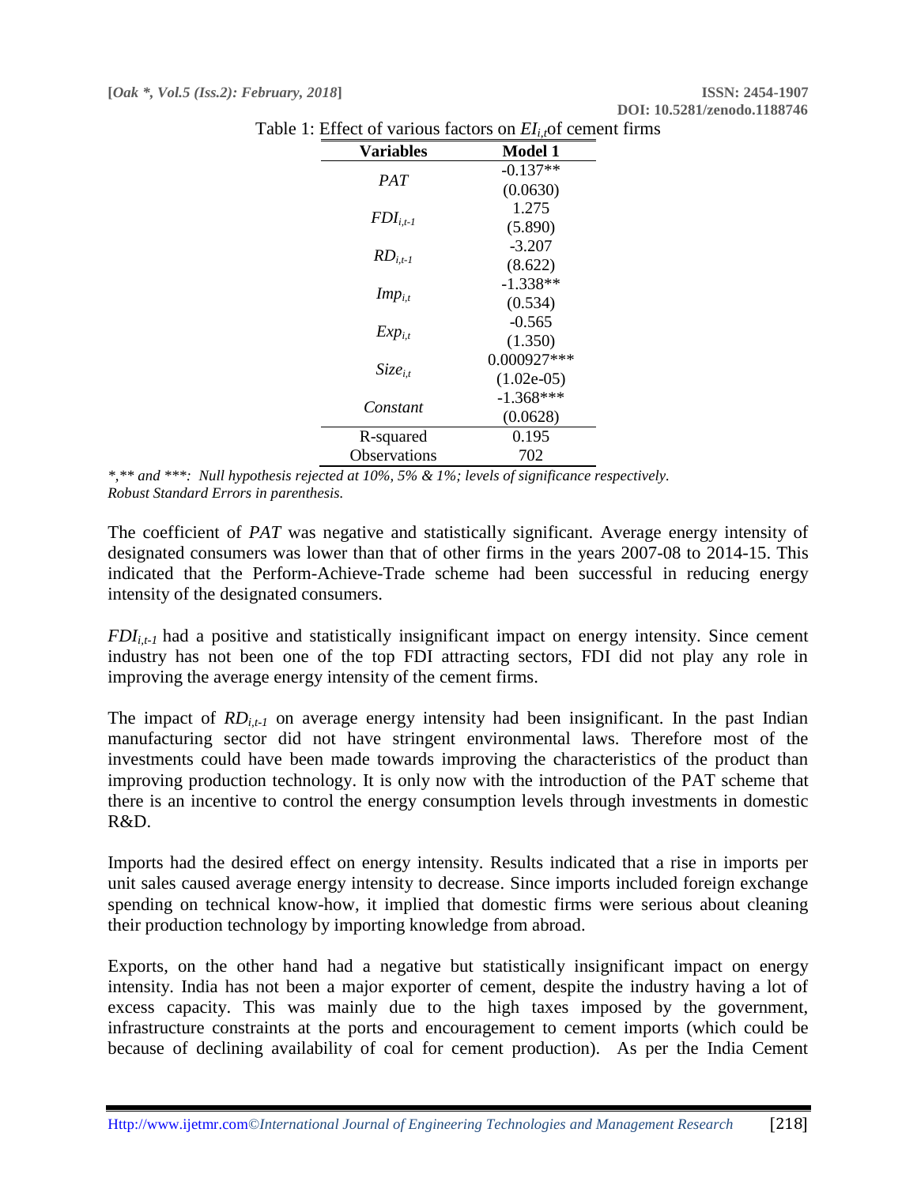Table 1: Effect of various factors on $EI_{i,t}$ of cement firms

| Variables | Model 1 |
|---|---|
| *PAT* | -0.137** |
| | (0.0630) |
| $FDI_{i,t-1}$ | 1.275 |
| | (5.890) |
| $RD_{i,t-1}$ | -3.207 |
| | (8.622) |
| $Imp_{i,t}$ | -1.338** |
| | (0.534) |
| $Exp_{i,t}$ | -0.565 |
| | (1.350) |
| $Size_{i,t}$ | 0.000927*** |
| | (1.02e-05) |
| *Constant* | -1.368*** |
| | (0.0628) |
| R-squared | 0.195 |
| Observations | 702 |

*\*,\*\* and \*\*\*: Null hypothesis rejected at 10%, 5% & 1%; levels of significance respectively.*
*Robust Standard Errors in parenthesis.*

The coefficient of *PAT* was negative and statistically significant. Average energy intensity of designated consumers was lower than that of other firms in the years 2007-08 to 2014-15. This indicated that the Perform-Achieve-Trade scheme had been successful in reducing energy intensity of the designated consumers.

$FDI_{i,t-1}$ had a positive and statistically insignificant impact on energy intensity. Since cement industry has not been one of the top FDI attracting sectors, FDI did not play any role in improving the average energy intensity of the cement firms.

The impact of $RD_{i,t-1}$ on average energy intensity had been insignificant. In the past Indian manufacturing sector did not have stringent environmental laws. Therefore most of the investments could have been made towards improving the characteristics of the product than improving production technology. It is only now with the introduction of the PAT scheme that there is an incentive to control the energy consumption levels through investments in domestic R&D.

Imports had the desired effect on energy intensity. Results indicated that a rise in imports per unit sales caused average energy intensity to decrease. Since imports included foreign exchange spending on technical know-how, it implied that domestic firms were serious about cleaning their production technology by importing knowledge from abroad.

Exports, on the other hand had a negative but statistically insignificant impact on energy intensity. India has not been a major exporter of cement, despite the industry having a lot of excess capacity. This was mainly due to the high taxes imposed by the government, infrastructure constraints at the ports and encouragement to cement imports (which could be because of declining availability of coal for cement production). As per the India Cement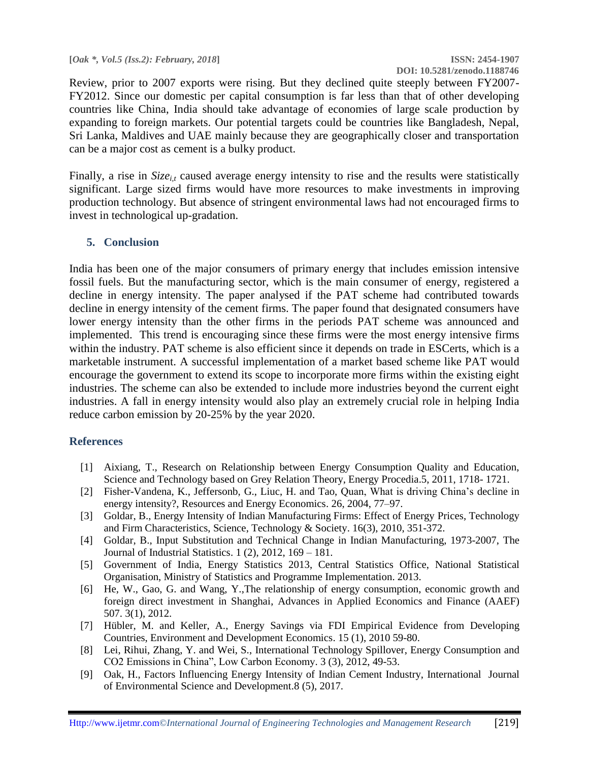Review, prior to 2007 exports were rising. But they declined quite steeply between FY2007-FY2012. Since our domestic per capital consumption is far less than that of other developing countries like China, India should take advantage of economies of large scale production by expanding to foreign markets. Our potential targets could be countries like Bangladesh, Nepal, Sri Lanka, Maldives and UAE mainly because they are geographically closer and transportation can be a major cost as cement is a bulky product.

Finally, a rise in $Size_{i,t}$ caused average energy intensity to rise and the results were statistically significant. Large sized firms would have more resources to make investments in improving production technology. But absence of stringent environmental laws had not encouraged firms to invest in technological up-gradation.

## 5. Conclusion

India has been one of the major consumers of primary energy that includes emission intensive fossil fuels. But the manufacturing sector, which is the main consumer of energy, registered a decline in energy intensity. The paper analysed if the PAT scheme had contributed towards decline in energy intensity of the cement firms. The paper found that designated consumers have lower energy intensity than the other firms in the periods PAT scheme was announced and implemented. This trend is encouraging since these firms were the most energy intensive firms within the industry. PAT scheme is also efficient since it depends on trade in ESCerts, which is a marketable instrument. A successful implementation of a market based scheme like PAT would encourage the government to extend its scope to incorporate more firms within the existing eight industries. The scheme can also be extended to include more industries beyond the current eight industries. A fall in energy intensity would also play an extremely crucial role in helping India reduce carbon emission by 20-25% by the year 2020.

## References

[1] Aixiang, T., Research on Relationship between Energy Consumption Quality and Education, Science and Technology based on Grey Relation Theory, Energy Procedia.5, 2011, 1718- 1721.

[2] Fisher-Vandena, K., Jeffersonb, G., Liuc, H. and Tao, Quan, What is driving China's decline in energy intensity?, Resources and Energy Economics. 26, 2004, 77–97.

[3] Goldar, B., Energy Intensity of Indian Manufacturing Firms: Effect of Energy Prices, Technology and Firm Characteristics, Science, Technology & Society. 16(3), 2010, 351-372.

[4] Goldar, B., Input Substitution and Technical Change in Indian Manufacturing, 1973-2007, The Journal of Industrial Statistics. 1 (2), 2012, 169 – 181.

[5] Government of India, Energy Statistics 2013, Central Statistics Office, National Statistical Organisation, Ministry of Statistics and Programme Implementation. 2013.

[6] He, W., Gao, G. and Wang, Y.,The relationship of energy consumption, economic growth and foreign direct investment in Shanghai, Advances in Applied Economics and Finance (AAEF) 507. 3(1), 2012.

[7] Hübler, M. and Keller, A., Energy Savings via FDI Empirical Evidence from Developing Countries, Environment and Development Economics. 15 (1), 2010 59-80.

[8] Lei, Rihui, Zhang, Y. and Wei, S., International Technology Spillover, Energy Consumption and CO2 Emissions in China", Low Carbon Economy. 3 (3), 2012, 49-53.

[9] Oak, H., Factors Influencing Energy Intensity of Indian Cement Industry, International Journal of Environmental Science and Development.8 (5), 2017.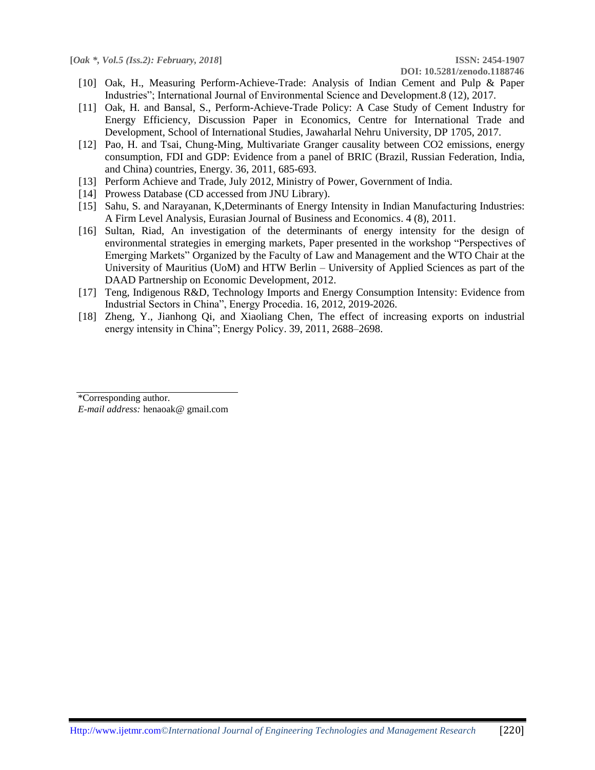[10] Oak, H., Measuring Perform-Achieve-Trade: Analysis of Indian Cement and Pulp & Paper Industries"; International Journal of Environmental Science and Development.8 (12), 2017.

[11] Oak, H. and Bansal, S., Perform-Achieve-Trade Policy: A Case Study of Cement Industry for Energy Efficiency, Discussion Paper in Economics, Centre for International Trade and Development, School of International Studies, Jawaharlal Nehru University, DP 1705, 2017.

[12] Pao, H. and Tsai, Chung-Ming, Multivariate Granger causality between CO2 emissions, energy consumption, FDI and GDP: Evidence from a panel of BRIC (Brazil, Russian Federation, India, and China) countries, Energy. 36, 2011, 685-693.

[13] Perform Achieve and Trade, July 2012, Ministry of Power, Government of India.

[14] Prowess Database (CD accessed from JNU Library).

[15] Sahu, S. and Narayanan, K,Determinants of Energy Intensity in Indian Manufacturing Industries: A Firm Level Analysis, Eurasian Journal of Business and Economics. 4 (8), 2011.

[16] Sultan, Riad, An investigation of the determinants of energy intensity for the design of environmental strategies in emerging markets, Paper presented in the workshop "Perspectives of Emerging Markets" Organized by the Faculty of Law and Management and the WTO Chair at the University of Mauritius (UoM) and HTW Berlin – University of Applied Sciences as part of the DAAD Partnership on Economic Development, 2012.

[17] Teng, Indigenous R&D, Technology Imports and Energy Consumption Intensity: Evidence from Industrial Sectors in China", Energy Procedia. 16, 2012, 2019-2026.

[18] Zheng, Y., Jianhong Qi, and Xiaoliang Chen, The effect of increasing exports on industrial energy intensity in China"; Energy Policy. 39, 2011, 2688–2698.

---

*Corresponding author.

*E-mail address:* henaoak@ gmail.com